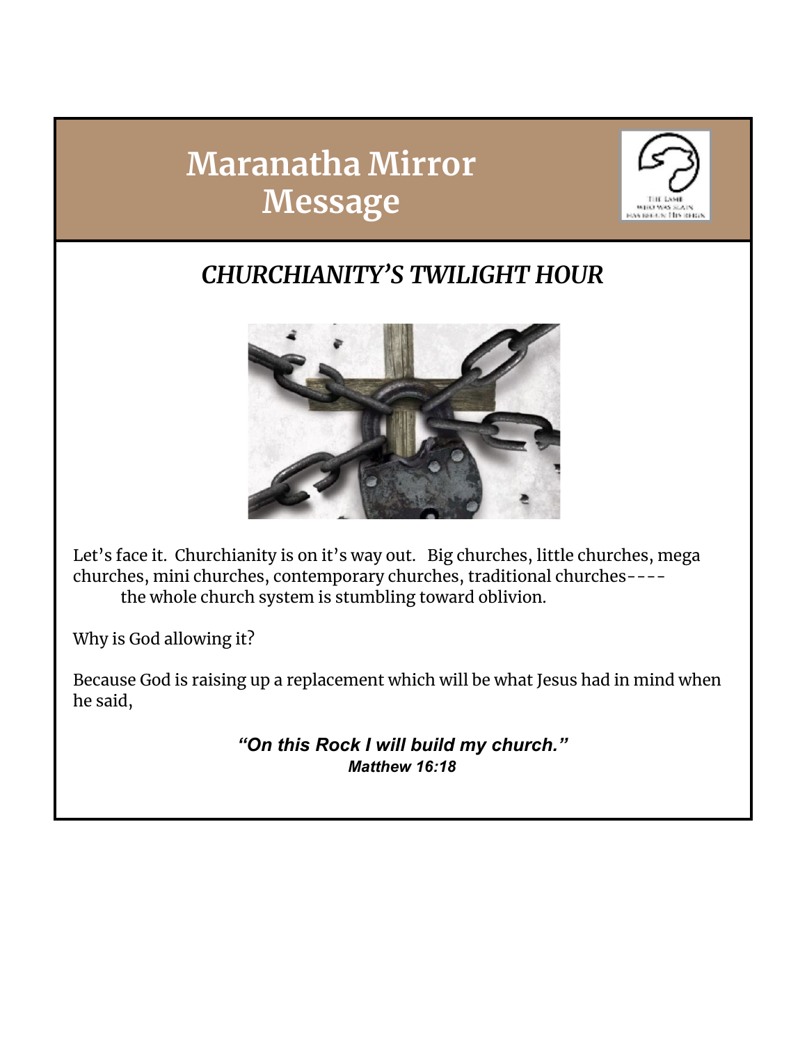# Maranatha Mirror Message

## *CHURCHIANITY'S TWILIGHT HOUR*

Let's face it. Churchianity is on it's way out. Big churches, little churches, mega churches, mini churches, contemporary churches, traditional churches---- the whole church system is stumbling toward oblivion.

Why is God allowing it?

Because God is raising up a replacement which will be what Jesus had in mind when he said,

***"On this Rock I will build my church."***
***Matthew 16:18***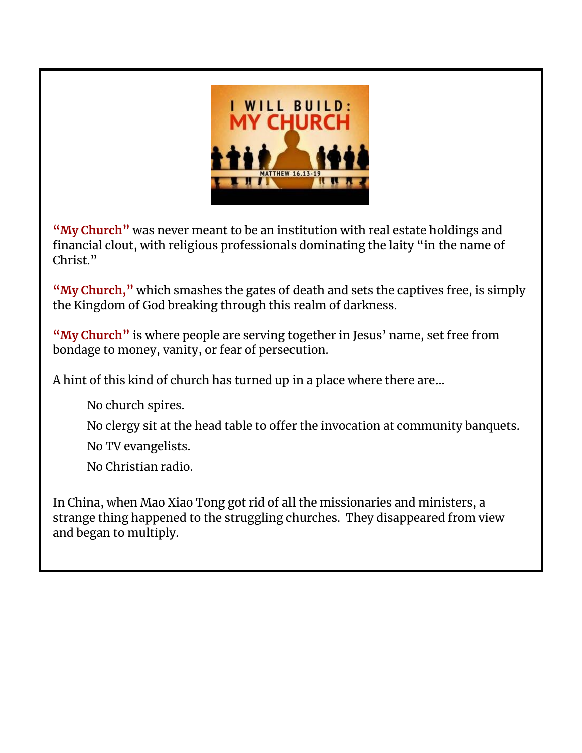**"My Church"** was never meant to be an institution with real estate holdings and financial clout, with religious professionals dominating the laity "in the name of Christ."

**"My Church,"** which smashes the gates of death and sets the captives free, is simply the Kingdom of God breaking through this realm of darkness.

**"My Church"** is where people are serving together in Jesus' name, set free from bondage to money, vanity, or fear of persecution.

A hint of this kind of church has turned up in a place where there are...

> No church spires.
>
> No clergy sit at the head table to offer the invocation at community banquets.
>
> No TV evangelists.
>
> No Christian radio.

In China, when Mao Xiao Tong got rid of all the missionaries and ministers, a strange thing happened to the struggling churches. They disappeared from view and began to multiply.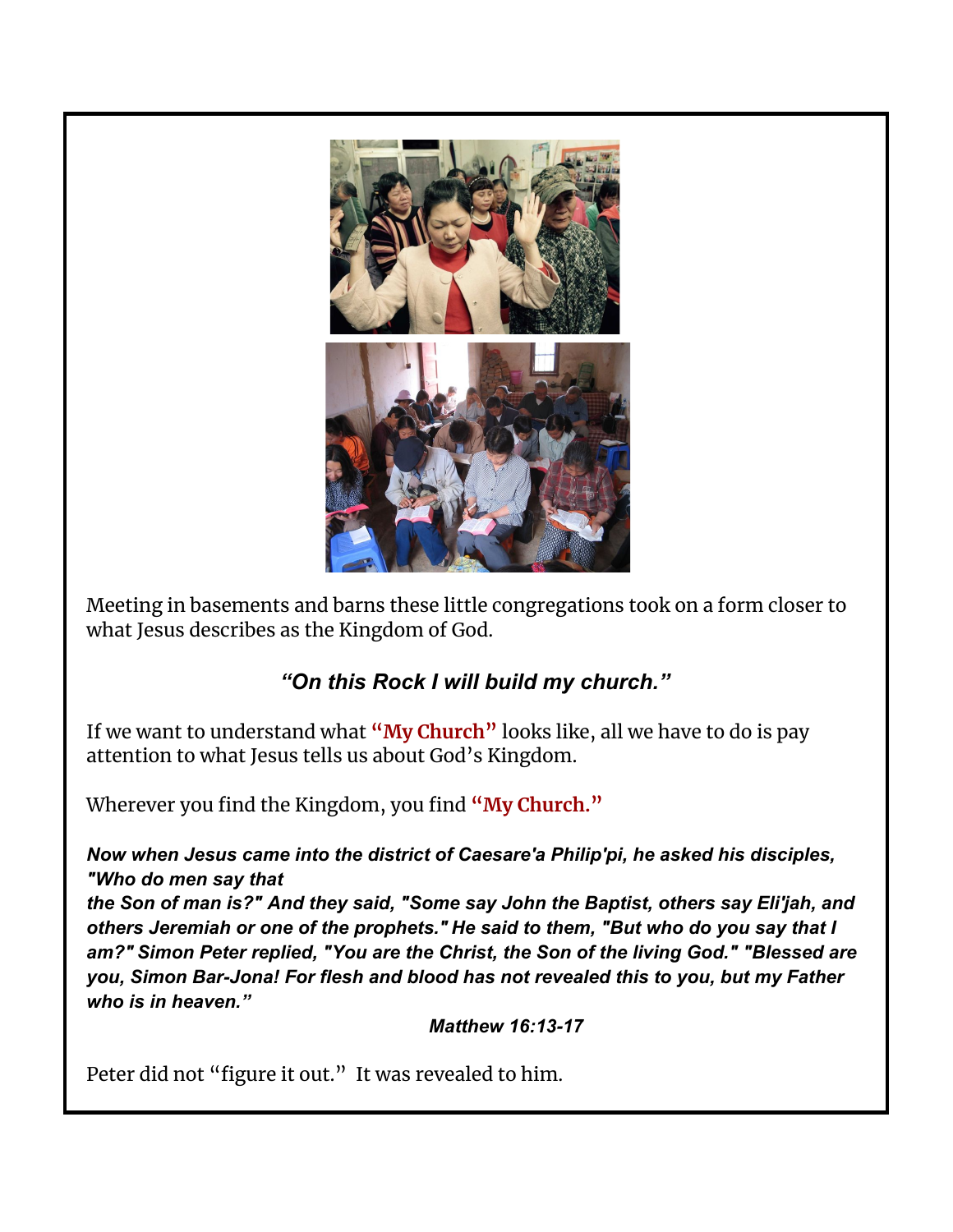Meeting in basements and barns these little congregations took on a form closer to what Jesus describes as the Kingdom of God.

### ***"On this Rock I will build my church."***

If we want to understand what **"My Church"** looks like, all we have to do is pay attention to what Jesus tells us about God's Kingdom.

Wherever you find the Kingdom, you find **"My Church."**

***Now when Jesus came into the district of Caesare'a Philip'pi, he asked his disciples, "Who do men say that the Son of man is?" And they said, "Some say John the Baptist, others say Eli'jah, and others Jeremiah or one of the prophets." He said to them, "But who do you say that I am?" Simon Peter replied, "You are the Christ, the Son of the living God." "Blessed are you, Simon Bar-Jona! For flesh and blood has not revealed this to you, but my Father who is in heaven."***

***Matthew 16:13-17***

Peter did not "figure it out." It was revealed to him.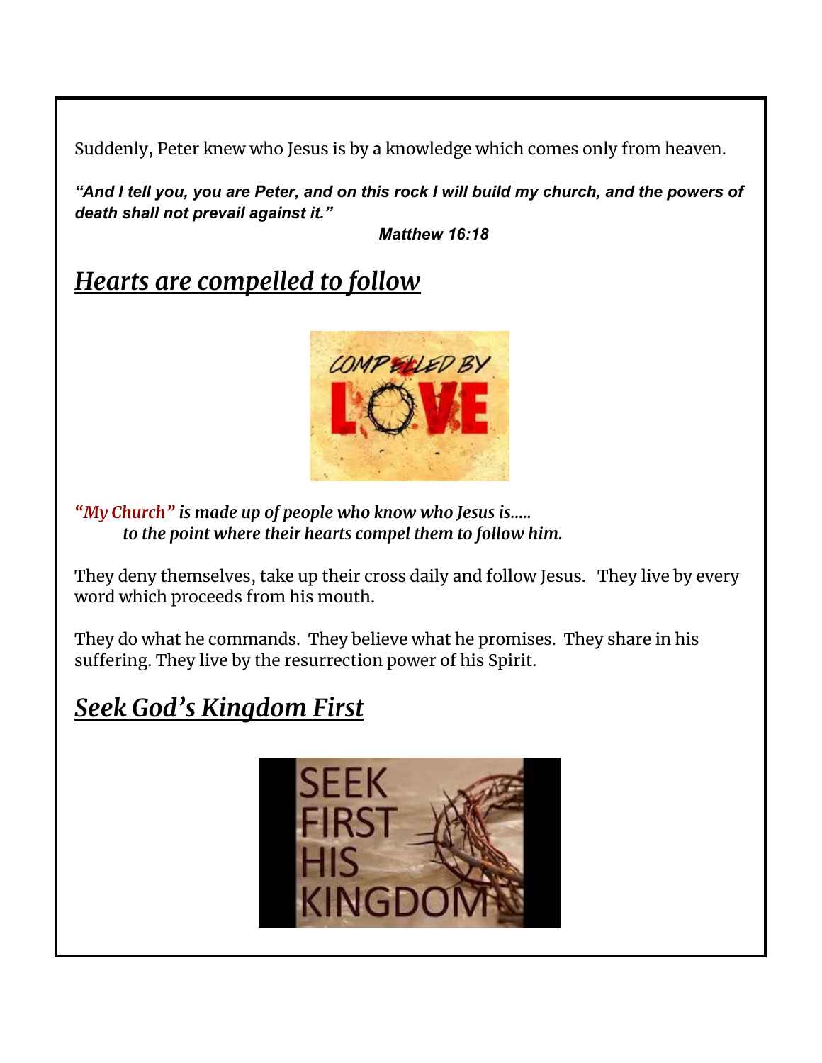Suddenly, Peter knew who Jesus is by a knowledge which comes only from heaven.

***"And I tell you, you are Peter, and on this rock I will build my church, and the powers of death shall not prevail against it."***

***Matthew 16:18***

## *Hearts are compelled to follow*

***"My Church" is made up of people who know who Jesus is.....***
***to the point where their hearts compel them to follow him.***

They deny themselves, take up their cross daily and follow Jesus. They live by every word which proceeds from his mouth.

They do what he commands. They believe what he promises. They share in his suffering. They live by the resurrection power of his Spirit.

## *Seek God's Kingdom First*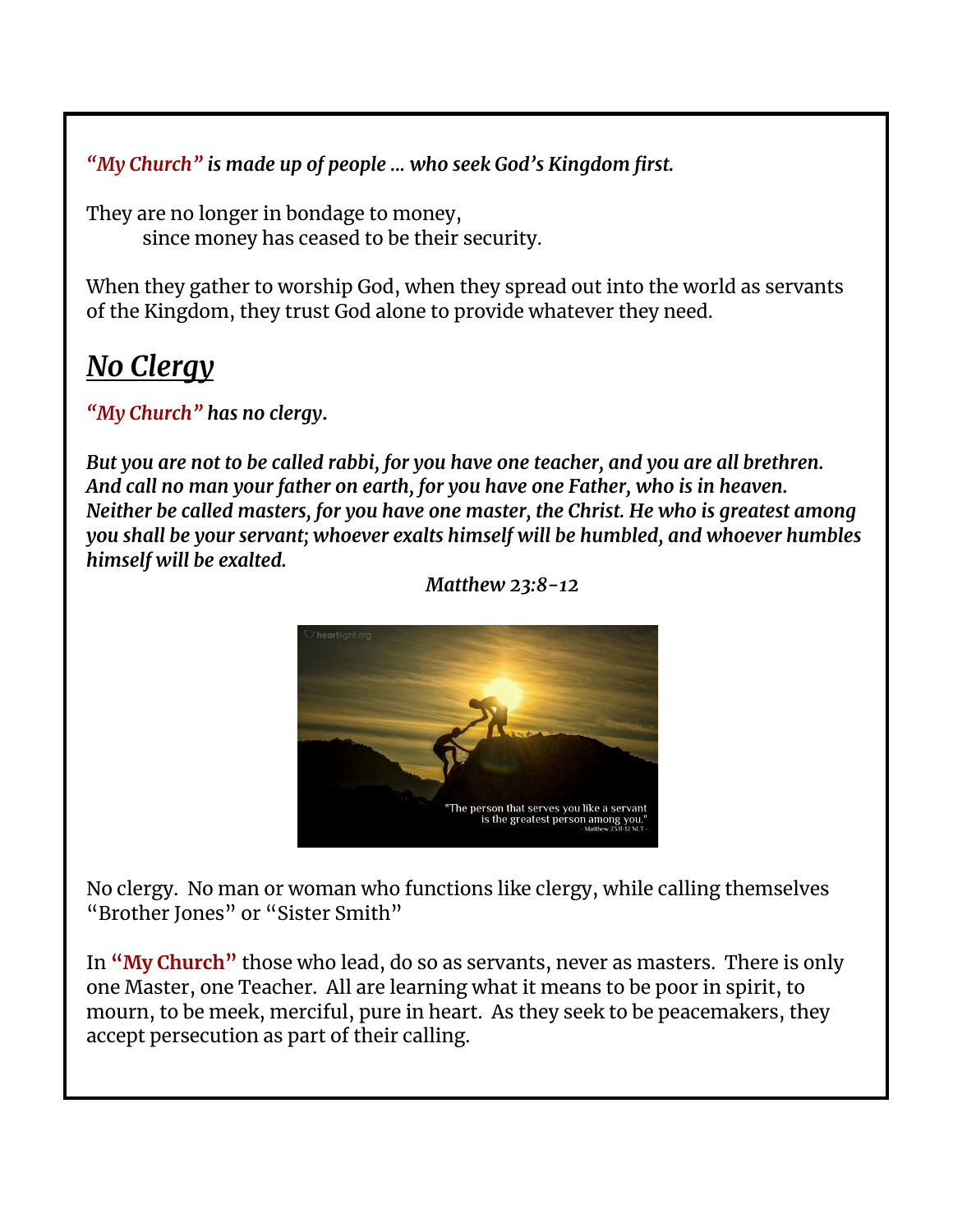***"My Church" is made up of people … who seek God's Kingdom first.***

They are no longer in bondage to money,
since money has ceased to be their security.

When they gather to worship God, when they spread out into the world as servants of the Kingdom, they trust God alone to provide whatever they need.

## ***No Clergy***

***"My Church" has no clergy.***

***But you are not to be called rabbi, for you have one teacher, and you are all brethren. And call no man your father on earth, for you have one Father, who is in heaven. Neither be called masters, for you have one master, the Christ. He who is greatest among you shall be your servant; whoever exalts himself will be humbled, and whoever humbles himself will be exalted.***

*Matthew 23:8-12*

No clergy. No man or woman who functions like clergy, while calling themselves "Brother Jones" or "Sister Smith"

In **"My Church"** those who lead, do so as servants, never as masters. There is only one Master, one Teacher. All are learning what it means to be poor in spirit, to mourn, to be meek, merciful, pure in heart. As they seek to be peacemakers, they accept persecution as part of their calling.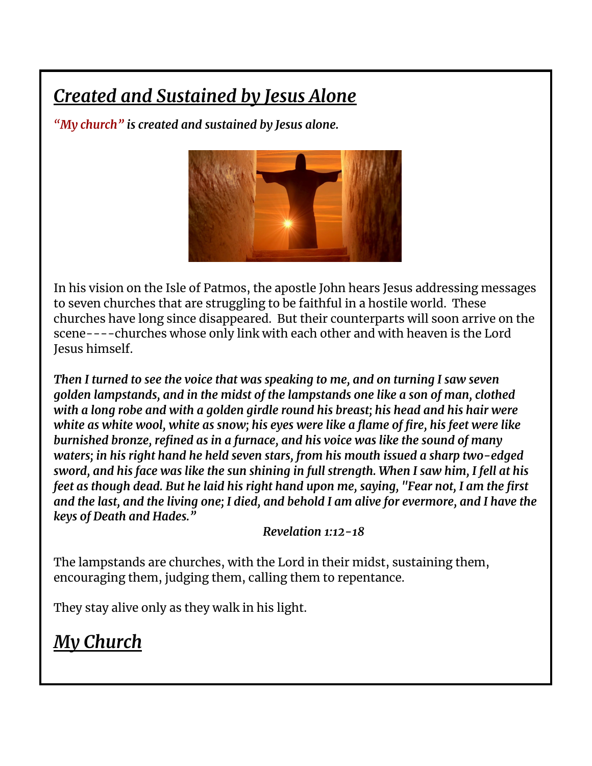## *Created and Sustained by Jesus Alone*

***"My church" is created and sustained by Jesus alone.***

In his vision on the Isle of Patmos, the apostle John hears Jesus addressing messages to seven churches that are struggling to be faithful in a hostile world. These churches have long since disappeared. But their counterparts will soon arrive on the scene----churches whose only link with each other and with heaven is the Lord Jesus himself.

***Then I turned to see the voice that was speaking to me, and on turning I saw seven golden lampstands, and in the midst of the lampstands one like a son of man, clothed with a long robe and with a golden girdle round his breast; his head and his hair were white as white wool, white as snow; his eyes were like a flame of fire, his feet were like burnished bronze, refined as in a furnace, and his voice was like the sound of many waters; in his right hand he held seven stars, from his mouth issued a sharp two-edged sword, and his face was like the sun shining in full strength. When I saw him, I fell at his feet as though dead. But he laid his right hand upon me, saying, "Fear not, I am the first and the last, and the living one; I died, and behold I am alive for evermore, and I have the keys of Death and Hades."***

***Revelation 1:12-18***

The lampstands are churches, with the Lord in their midst, sustaining them, encouraging them, judging them, calling them to repentance.

They stay alive only as they walk in his light.

## *My Church*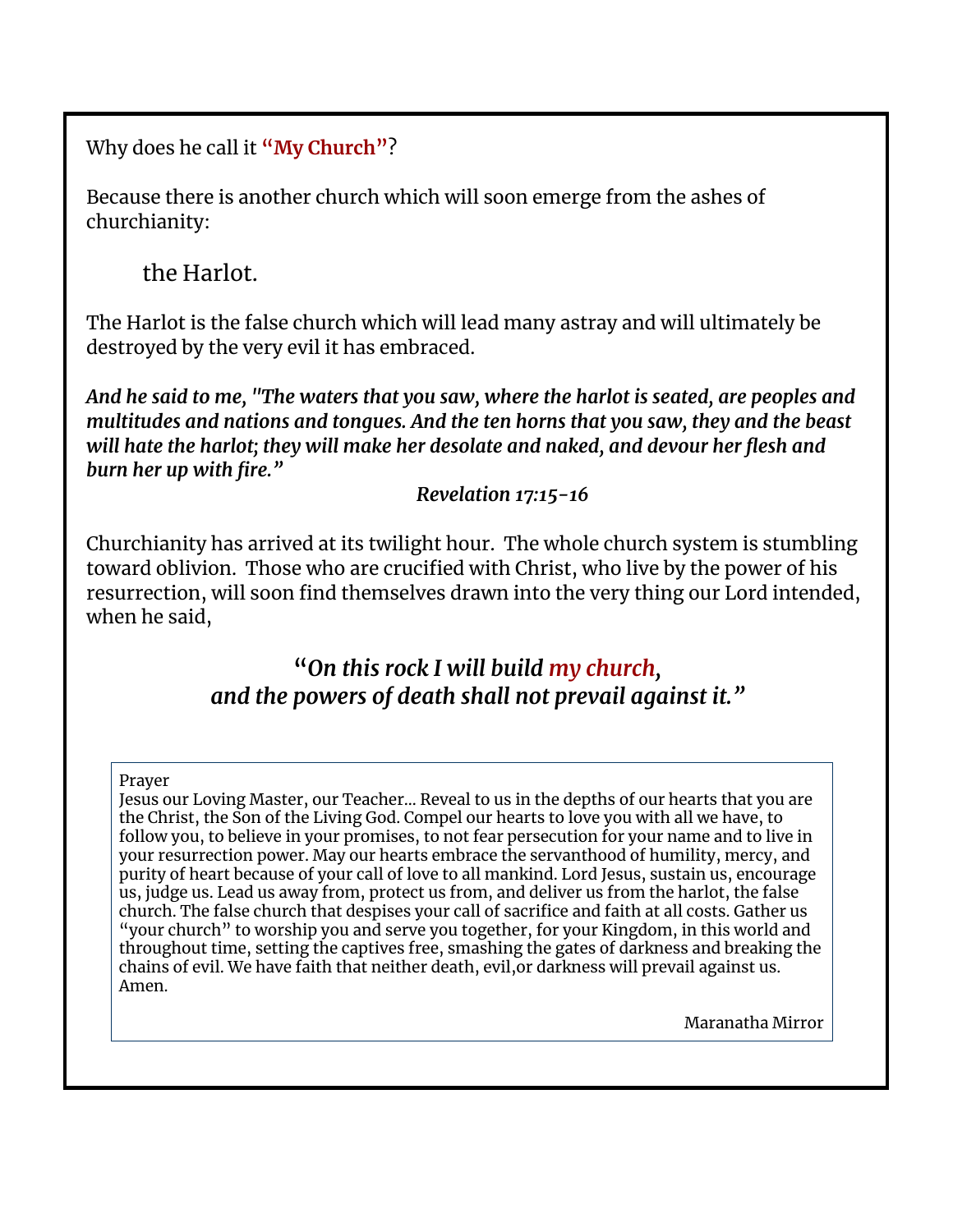Why does he call it **"My Church"**?

Because there is another church which will soon emerge from the ashes of churchianity:

> the Harlot.

The Harlot is the false church which will lead many astray and will ultimately be destroyed by the very evil it has embraced.

***And he said to me, "The waters that you saw, where the harlot is seated, are peoples and multitudes and nations and tongues. And the ten horns that you saw, they and the beast will hate the harlot; they will make her desolate and naked, and devour her flesh and burn her up with fire."***

***Revelation 17:15-16***

Churchianity has arrived at its twilight hour. The whole church system is stumbling toward oblivion. Those who are crucified with Christ, who live by the power of his resurrection, will soon find themselves drawn into the very thing our Lord intended, when he said,

***"On this rock I will build my church,***
***and the powers of death shall not prevail against it."***

Prayer

Jesus our Loving Master, our Teacher... Reveal to us in the depths of our hearts that you are the Christ, the Son of the Living God. Compel our hearts to love you with all we have, to follow you, to believe in your promises, to not fear persecution for your name and to live in your resurrection power. May our hearts embrace the servanthood of humility, mercy, and purity of heart because of your call of love to all mankind. Lord Jesus, sustain us, encourage us, judge us. Lead us away from, protect us from, and deliver us from the harlot, the false church. The false church that despises your call of sacrifice and faith at all costs. Gather us "your church" to worship you and serve you together, for your Kingdom, in this world and throughout time, setting the captives free, smashing the gates of darkness and breaking the chains of evil. We have faith that neither death, evil,or darkness will prevail against us. Amen.

Maranatha Mirror